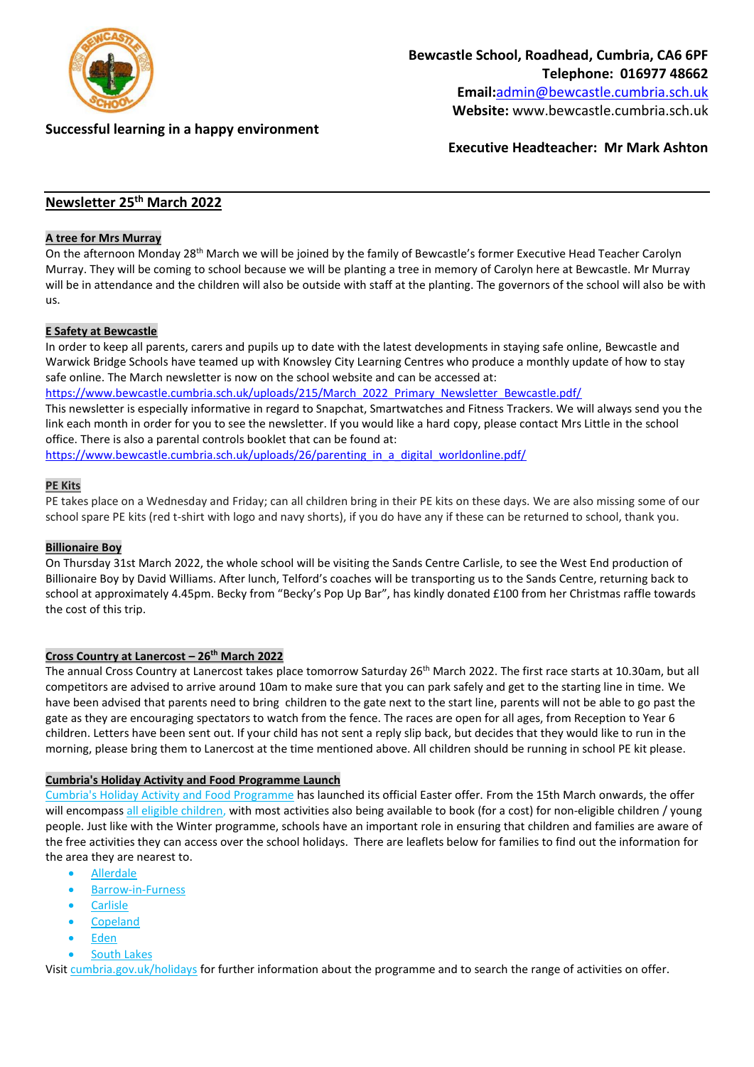Bewcastle School, Roadhead, Cumbria, CA6 6PF
Telephone: 016977 48662
Email: admin@bewcastle.cumbria.sch.uk
Website: www.bewcastle.cumbria.sch.uk

**Successful learning in a happy environment**

**Executive Headteacher: Mr Mark Ashton**

# Newsletter 25th March 2022

## A tree for Mrs Murray

On the afternoon Monday 28th March we will be joined by the family of Bewcastle's former Executive Head Teacher Carolyn Murray. They will be coming to school because we will be planting a tree in memory of Carolyn here at Bewcastle. Mr Murray will be in attendance and the children will also be outside with staff at the planting. The governors of the school will also be with us.

## E Safety at Bewcastle

In order to keep all parents, carers and pupils up to date with the latest developments in staying safe online, Bewcastle and Warwick Bridge Schools have teamed up with Knowsley City Learning Centres who produce a monthly update of how to stay safe online. The March newsletter is now on the school website and can be accessed at:
https://www.bewcastle.cumbria.sch.uk/uploads/215/March_2022_Primary_Newsletter_Bewcastle.pdf/
This newsletter is especially informative in regard to Snapchat, Smartwatches and Fitness Trackers. We will always send you the link each month in order for you to see the newsletter. If you would like a hard copy, please contact Mrs Little in the school office. There is also a parental controls booklet that can be found at:
https://www.bewcastle.cumbria.sch.uk/uploads/26/parenting_in_a_digital_worldonline.pdf/

## PE Kits

PE takes place on a Wednesday and Friday; can all children bring in their PE kits on these days. We are also missing some of our school spare PE kits (red t-shirt with logo and navy shorts), if you do have any if these can be returned to school, thank you.

## Billionaire Boy

On Thursday 31st March 2022, the whole school will be visiting the Sands Centre Carlisle, to see the West End production of Billionaire Boy by David Williams. After lunch, Telford's coaches will be transporting us to the Sands Centre, returning back to school at approximately 4.45pm. Becky from "Becky's Pop Up Bar", has kindly donated £100 from her Christmas raffle towards the cost of this trip.

## Cross Country at Lanercost – 26th March 2022

The annual Cross Country at Lanercost takes place tomorrow Saturday 26th March 2022. The first race starts at 10.30am, but all competitors are advised to arrive around 10am to make sure that you can park safely and get to the starting line in time. We have been advised that parents need to bring children to the gate next to the start line, parents will not be able to go past the gate as they are encouraging spectators to watch from the fence. The races are open for all ages, from Reception to Year 6 children. Letters have been sent out. If your child has not sent a reply slip back, but decides that they would like to run in the morning, please bring them to Lanercost at the time mentioned above. All children should be running in school PE kit please.

## Cumbria's Holiday Activity and Food Programme Launch

Cumbria's Holiday Activity and Food Programme has launched its official Easter offer. From the 15th March onwards, the offer will encompass all eligible children, with most activities also being available to book (for a cost) for non-eligible children / young people. Just like with the Winter programme, schools have an important role in ensuring that children and families are aware of the free activities they can access over the school holidays. There are leaflets below for families to find out the information for the area they are nearest to.

- Allerdale
- Barrow-in-Furness
- Carlisle
- Copeland
- Eden
- South Lakes

Visit cumbria.gov.uk/holidays for further information about the programme and to search the range of activities on offer.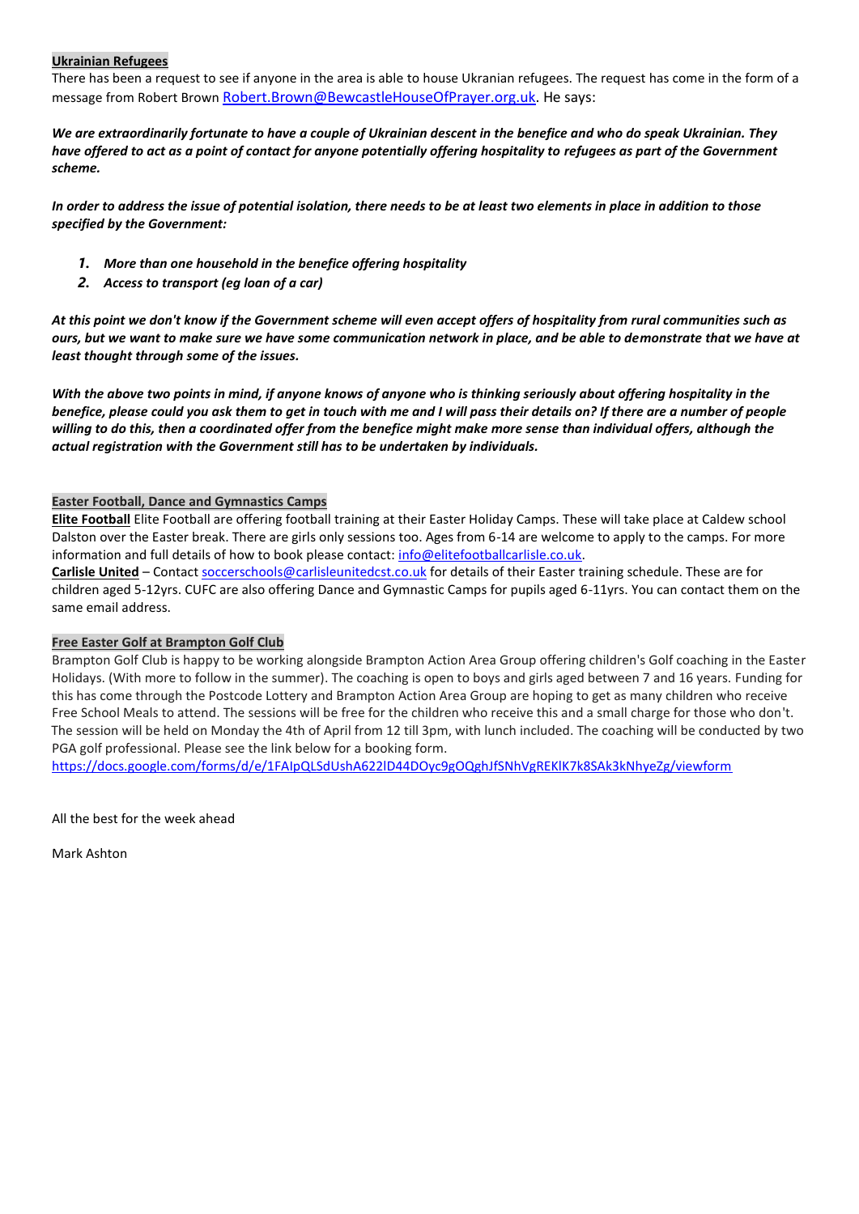**Ukrainian Refugees**

There has been a request to see if anyone in the area is able to house Ukranian refugees. The request has come in the form of a message from Robert Brown Robert.Brown@BewcastleHouseOfPrayer.org.uk. He says:

***We are extraordinarily fortunate to have a couple of Ukrainian descent in the benefice and who do speak Ukrainian. They have offered to act as a point of contact for anyone potentially offering hospitality to refugees as part of the Government scheme.***

***In order to address the issue of potential isolation, there needs to be at least two elements in place in addition to those specified by the Government:***

1. ***More than one household in the benefice offering hospitality***
2. ***Access to transport (eg loan of a car)***

***At this point we don't know if the Government scheme will even accept offers of hospitality from rural communities such as ours, but we want to make sure we have some communication network in place, and be able to demonstrate that we have at least thought through some of the issues.***

***With the above two points in mind, if anyone knows of anyone who is thinking seriously about offering hospitality in the benefice, please could you ask them to get in touch with me and I will pass their details on? If there are a number of people willing to do this, then a coordinated offer from the benefice might make more sense than individual offers, although the actual registration with the Government still has to be undertaken by individuals.***

**Easter Football, Dance and Gymnastics Camps**

**Elite Football** Elite Football are offering football training at their Easter Holiday Camps. These will take place at Caldew school Dalston over the Easter break. There are girls only sessions too. Ages from 6-14 are welcome to apply to the camps. For more information and full details of how to book please contact: info@elitefootballcarlisle.co.uk.

**Carlisle United** – Contact soccerschools@carlisleunitedcst.co.uk for details of their Easter training schedule. These are for children aged 5-12yrs. CUFC are also offering Dance and Gymnastic Camps for pupils aged 6-11yrs. You can contact them on the same email address.

**Free Easter Golf at Brampton Golf Club**

Brampton Golf Club is happy to be working alongside Brampton Action Area Group offering children's Golf coaching in the Easter Holidays. (With more to follow in the summer). The coaching is open to boys and girls aged between 7 and 16 years. Funding for this has come through the Postcode Lottery and Brampton Action Area Group are hoping to get as many children who receive Free School Meals to attend. The sessions will be free for the children who receive this and a small charge for those who don't. The session will be held on Monday the 4th of April from 12 till 3pm, with lunch included. The coaching will be conducted by two PGA golf professional. Please see the link below for a booking form.

https://docs.google.com/forms/d/e/1FAIpQLSdUshA622lD44DOyc9gOQghJfSNhVgREKlK7k8SAk3kNhyeZg/viewform

All the best for the week ahead

Mark Ashton